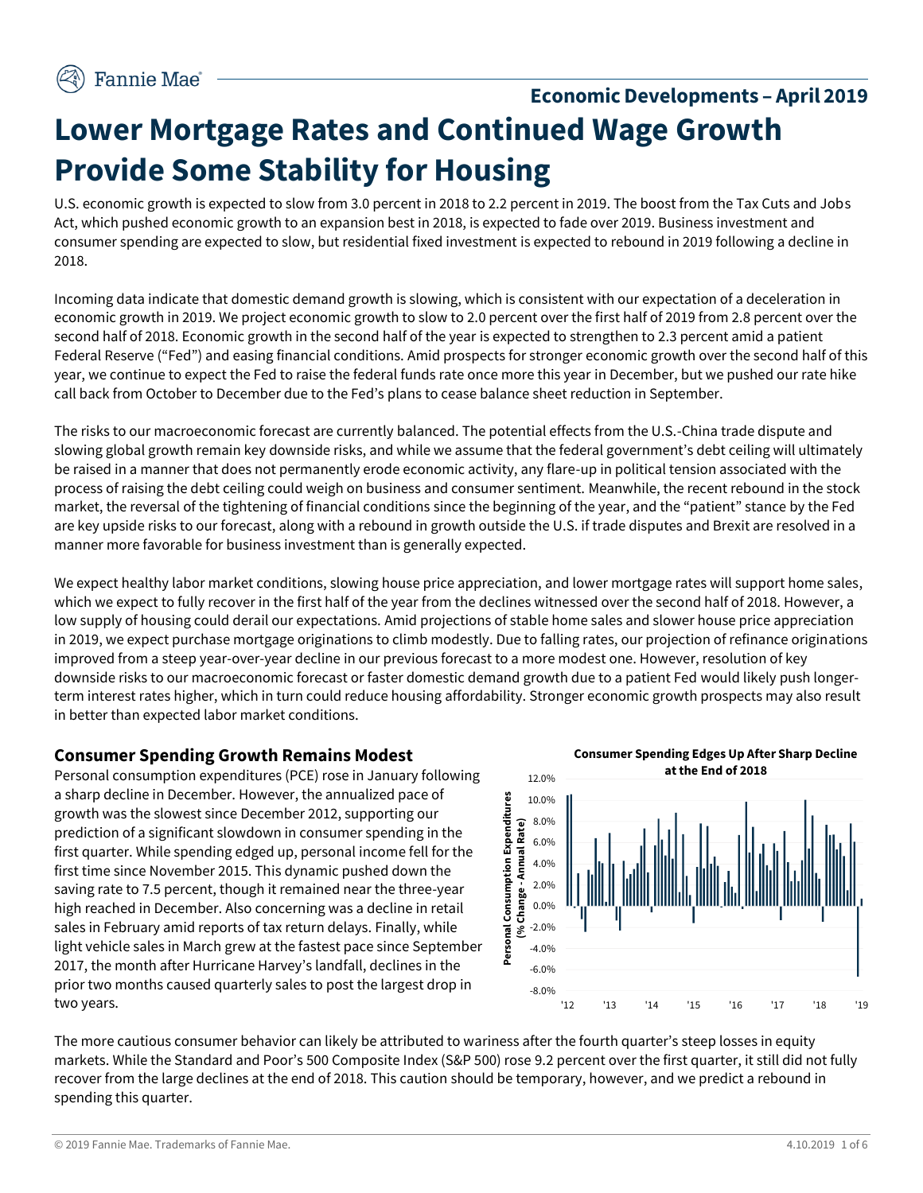# Economic Developments – April 2019

# Lower Mortgage Rates and Continued Wage Growth Provide Some Stability for Housing

U.S. economic growth is expected to slow from 3.0 percent in 2018 to 2.2 percent in 2019. The boost from the Tax Cuts and Jobs Act, which pushed economic growth to an expansion best in 2018, is expected to fade over 2019. Business investment and consumer spending are expected to slow, but residential fixed investment is expected to rebound in 2019 following a decline in 2018.

Incoming data indicate that domestic demand growth is slowing, which is consistent with our expectation of a deceleration in economic growth in 2019. We project economic growth to slow to 2.0 percent over the first half of 2019 from 2.8 percent over the second half of 2018. Economic growth in the second half of the year is expected to strengthen to 2.3 percent amid a patient Federal Reserve ("Fed") and easing financial conditions. Amid prospects for stronger economic growth over the second half of this year, we continue to expect the Fed to raise the federal funds rate once more this year in December, but we pushed our rate hike call back from October to December due to the Fed's plans to cease balance sheet reduction in September.

The risks to our macroeconomic forecast are currently balanced. The potential effects from the U.S.-China trade dispute and slowing global growth remain key downside risks, and while we assume that the federal government's debt ceiling will ultimately be raised in a manner that does not permanently erode economic activity, any flare-up in political tension associated with the process of raising the debt ceiling could weigh on business and consumer sentiment. Meanwhile, the recent rebound in the stock market, the reversal of the tightening of financial conditions since the beginning of the year, and the "patient" stance by the Fed are key upside risks to our forecast, along with a rebound in growth outside the U.S. if trade disputes and Brexit are resolved in a manner more favorable for business investment than is generally expected.

We expect healthy labor market conditions, slowing house price appreciation, and lower mortgage rates will support home sales, which we expect to fully recover in the first half of the year from the declines witnessed over the second half of 2018. However, a low supply of housing could derail our expectations. Amid projections of stable home sales and slower house price appreciation in 2019, we expect purchase mortgage originations to climb modestly. Due to falling rates, our projection of refinance originations improved from a steep year-over-year decline in our previous forecast to a more modest one. However, resolution of key downside risks to our macroeconomic forecast or faster domestic demand growth due to a patient Fed would likely push longer-term interest rates higher, which in turn could reduce housing affordability. Stronger economic growth prospects may also result in better than expected labor market conditions.

## Consumer Spending Growth Remains Modest

Personal consumption expenditures (PCE) rose in January following a sharp decline in December. However, the annualized pace of growth was the slowest since December 2012, supporting our prediction of a significant slowdown in consumer spending in the first quarter. While spending edged up, personal income fell for the first time since November 2015. This dynamic pushed down the saving rate to 7.5 percent, though it remained near the three-year high reached in December. Also concerning was a decline in retail sales in February amid reports of tax return delays. Finally, while light vehicle sales in March grew at the fastest pace since September 2017, the month after Hurricane Harvey's landfall, declines in the prior two months caused quarterly sales to post the largest drop in two years.

**Consumer Spending Edges Up After Sharp Decline at the End of 2018**

The more cautious consumer behavior can likely be attributed to wariness after the fourth quarter's steep losses in equity markets. While the Standard and Poor's 500 Composite Index (S&P 500) rose 9.2 percent over the first quarter, it still did not fully recover from the large declines at the end of 2018. This caution should be temporary, however, and we predict a rebound in spending this quarter.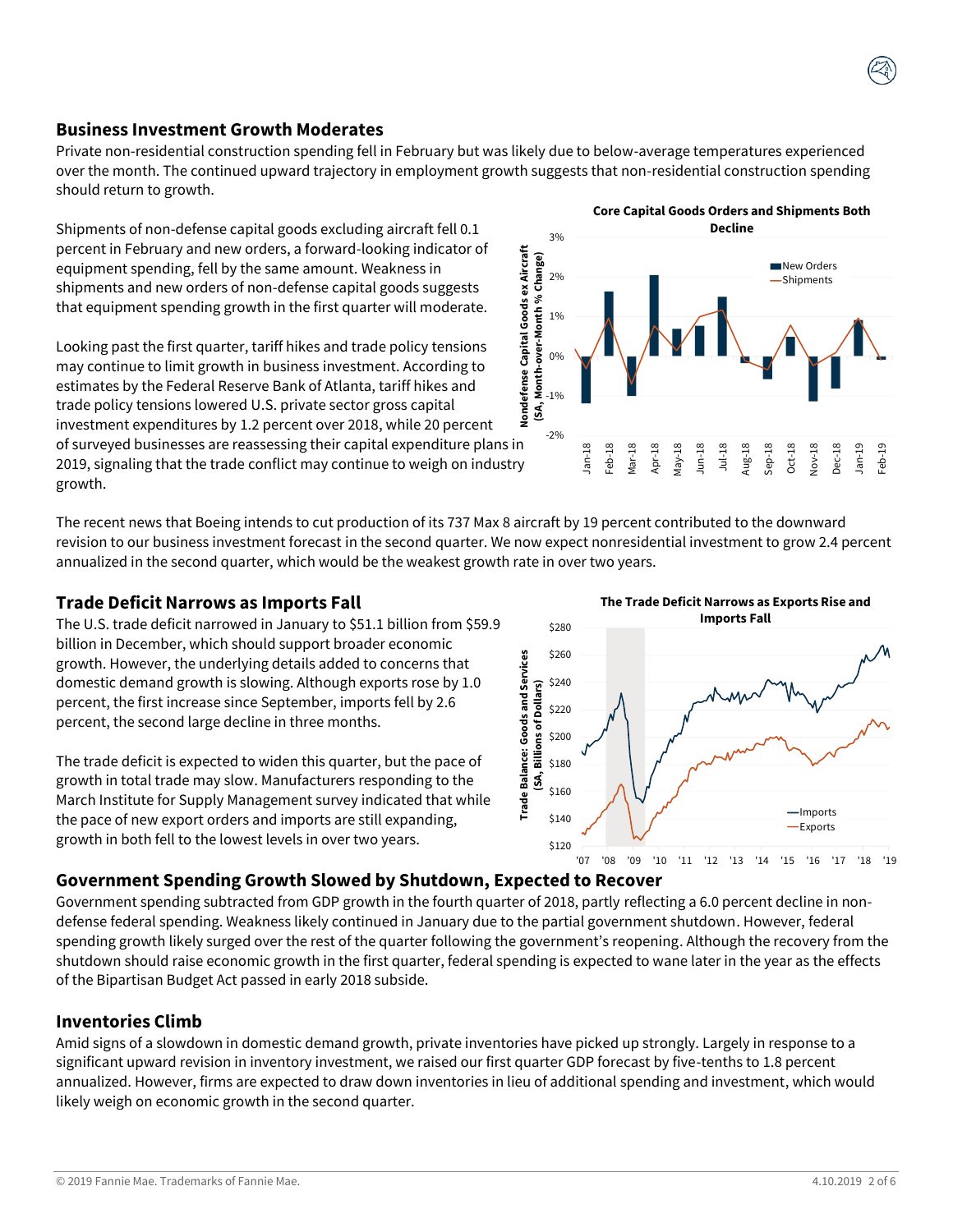## Business Investment Growth Moderates

Private non-residential construction spending fell in February but was likely due to below-average temperatures experienced over the month. The continued upward trajectory in employment growth suggests that non-residential construction spending should return to growth.

Shipments of non-defense capital goods excluding aircraft fell 0.1 percent in February and new orders, a forward-looking indicator of equipment spending, fell by the same amount. Weakness in shipments and new orders of non-defense capital goods suggests that equipment spending growth in the first quarter will moderate.

Looking past the first quarter, tariff hikes and trade policy tensions may continue to limit growth in business investment. According to estimates by the Federal Reserve Bank of Atlanta, tariff hikes and trade policy tensions lowered U.S. private sector gross capital investment expenditures by 1.2 percent over 2018, while 20 percent of surveyed businesses are reassessing their capital expenditure plans in 2019, signaling that the trade conflict may continue to weigh on industry growth.

**Core Capital Goods Orders and Shipments Both Decline**

The recent news that Boeing intends to cut production of its 737 Max 8 aircraft by 19 percent contributed to the downward revision to our business investment forecast in the second quarter. We now expect nonresidential investment to grow 2.4 percent annualized in the second quarter, which would be the weakest growth rate in over two years.

## Trade Deficit Narrows as Imports Fall

The U.S. trade deficit narrowed in January to $51.1 billion from $59.9 billion in December, which should support broader economic growth. However, the underlying details added to concerns that domestic demand growth is slowing. Although exports rose by 1.0 percent, the first increase since September, imports fell by 2.6 percent, the second large decline in three months.

The trade deficit is expected to widen this quarter, but the pace of growth in total trade may slow. Manufacturers responding to the March Institute for Supply Management survey indicated that while the pace of new export orders and imports are still expanding, growth in both fell to the lowest levels in over two years.

**The Trade Deficit Narrows as Exports Rise and Imports Fall**

## Government Spending Growth Slowed by Shutdown, Expected to Recover

Government spending subtracted from GDP growth in the fourth quarter of 2018, partly reflecting a 6.0 percent decline in non-defense federal spending. Weakness likely continued in January due to the partial government shutdown. However, federal spending growth likely surged over the rest of the quarter following the government's reopening. Although the recovery from the shutdown should raise economic growth in the first quarter, federal spending is expected to wane later in the year as the effects of the Bipartisan Budget Act passed in early 2018 subside.

## Inventories Climb

Amid signs of a slowdown in domestic demand growth, private inventories have picked up strongly. Largely in response to a significant upward revision in inventory investment, we raised our first quarter GDP forecast by five-tenths to 1.8 percent annualized. However, firms are expected to draw down inventories in lieu of additional spending and investment, which would likely weigh on economic growth in the second quarter.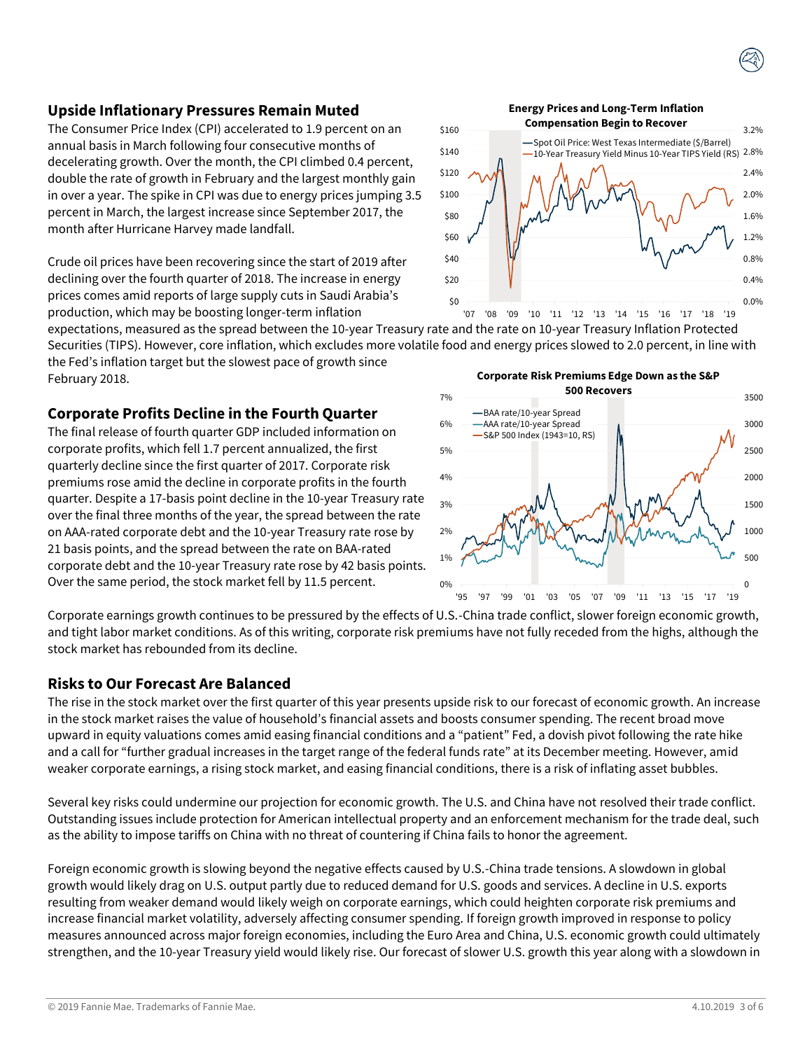## Upside Inflationary Pressures Remain Muted

The Consumer Price Index (CPI) accelerated to 1.9 percent on an annual basis in March following four consecutive months of decelerating growth. Over the month, the CPI climbed 0.4 percent, double the rate of growth in February and the largest monthly gain in over a year. The spike in CPI was due to energy prices jumping 3.5 percent in March, the largest increase since September 2017, the month after Hurricane Harvey made landfall.

Crude oil prices have been recovering since the start of 2019 after declining over the fourth quarter of 2018. The increase in energy prices comes amid reports of large supply cuts in Saudi Arabia's production, which may be boosting longer-term inflation expectations, measured as the spread between the 10-year Treasury rate and the rate on 10-year Treasury Inflation Protected Securities (TIPS). However, core inflation, which excludes more volatile food and energy prices slowed to 2.0 percent, in line with the Fed's inflation target but the slowest pace of growth since February 2018.

**Energy Prices and Long-Term Inflation Compensation Begin to Recover**

## Corporate Profits Decline in the Fourth Quarter

The final release of fourth quarter GDP included information on corporate profits, which fell 1.7 percent annualized, the first quarterly decline since the first quarter of 2017. Corporate risk premiums rose amid the decline in corporate profits in the fourth quarter. Despite a 17-basis point decline in the 10-year Treasury rate over the final three months of the year, the spread between the rate on AAA-rated corporate debt and the 10-year Treasury rate rose by 21 basis points, and the spread between the rate on BAA-rated corporate debt and the 10-year Treasury rate rose by 42 basis points. Over the same period, the stock market fell by 11.5 percent.

**Corporate Risk Premiums Edge Down as the S&P 500 Recovers**

Corporate earnings growth continues to be pressured by the effects of U.S.-China trade conflict, slower foreign economic growth, and tight labor market conditions. As of this writing, corporate risk premiums have not fully receded from the highs, although the stock market has rebounded from its decline.

## Risks to Our Forecast Are Balanced

The rise in the stock market over the first quarter of this year presents upside risk to our forecast of economic growth. An increase in the stock market raises the value of household's financial assets and boosts consumer spending. The recent broad move upward in equity valuations comes amid easing financial conditions and a "patient" Fed, a dovish pivot following the rate hike and a call for "further gradual increases in the target range of the federal funds rate" at its December meeting. However, amid weaker corporate earnings, a rising stock market, and easing financial conditions, there is a risk of inflating asset bubbles.

Several key risks could undermine our projection for economic growth. The U.S. and China have not resolved their trade conflict. Outstanding issues include protection for American intellectual property and an enforcement mechanism for the trade deal, such as the ability to impose tariffs on China with no threat of countering if China fails to honor the agreement.

Foreign economic growth is slowing beyond the negative effects caused by U.S.-China trade tensions. A slowdown in global growth would likely drag on U.S. output partly due to reduced demand for U.S. goods and services. A decline in U.S. exports resulting from weaker demand would likely weigh on corporate earnings, which could heighten corporate risk premiums and increase financial market volatility, adversely affecting consumer spending. If foreign growth improved in response to policy measures announced across major foreign economies, including the Euro Area and China, U.S. economic growth could ultimately strengthen, and the 10-year Treasury yield would likely rise. Our forecast of slower U.S. growth this year along with a slowdown in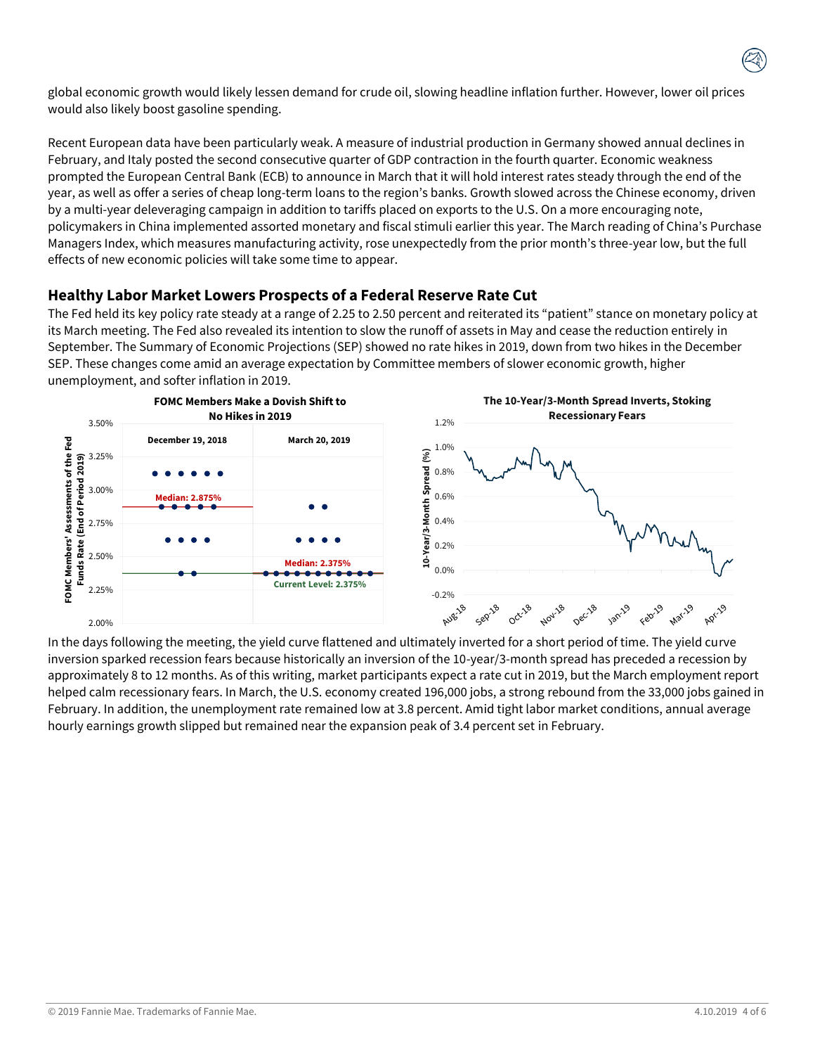global economic growth would likely lessen demand for crude oil, slowing headline inflation further. However, lower oil prices would also likely boost gasoline spending.

Recent European data have been particularly weak. A measure of industrial production in Germany showed annual declines in February, and Italy posted the second consecutive quarter of GDP contraction in the fourth quarter. Economic weakness prompted the European Central Bank (ECB) to announce in March that it will hold interest rates steady through the end of the year, as well as offer a series of cheap long-term loans to the region's banks. Growth slowed across the Chinese economy, driven by a multi-year deleveraging campaign in addition to tariffs placed on exports to the U.S. On a more encouraging note, policymakers in China implemented assorted monetary and fiscal stimuli earlier this year. The March reading of China's Purchase Managers Index, which measures manufacturing activity, rose unexpectedly from the prior month's three-year low, but the full effects of new economic policies will take some time to appear.

## Healthy Labor Market Lowers Prospects of a Federal Reserve Rate Cut

The Fed held its key policy rate steady at a range of 2.25 to 2.50 percent and reiterated its "patient" stance on monetary policy at its March meeting. The Fed also revealed its intention to slow the runoff of assets in May and cease the reduction entirely in September. The Summary of Economic Projections (SEP) showed no rate hikes in 2019, down from two hikes in the December SEP. These changes come amid an average expectation by Committee members of slower economic growth, higher unemployment, and softer inflation in 2019.

**FOMC Members Make a Dovish Shift to No Hikes in 2019**

**The 10-Year/3-Month Spread Inverts, Stoking Recessionary Fears**

In the days following the meeting, the yield curve flattened and ultimately inverted for a short period of time. The yield curve inversion sparked recession fears because historically an inversion of the 10-year/3-month spread has preceded a recession by approximately 8 to 12 months. As of this writing, market participants expect a rate cut in 2019, but the March employment report helped calm recessionary fears. In March, the U.S. economy created 196,000 jobs, a strong rebound from the 33,000 jobs gained in February. In addition, the unemployment rate remained low at 3.8 percent. Amid tight labor market conditions, annual average hourly earnings growth slipped but remained near the expansion peak of 3.4 percent set in February.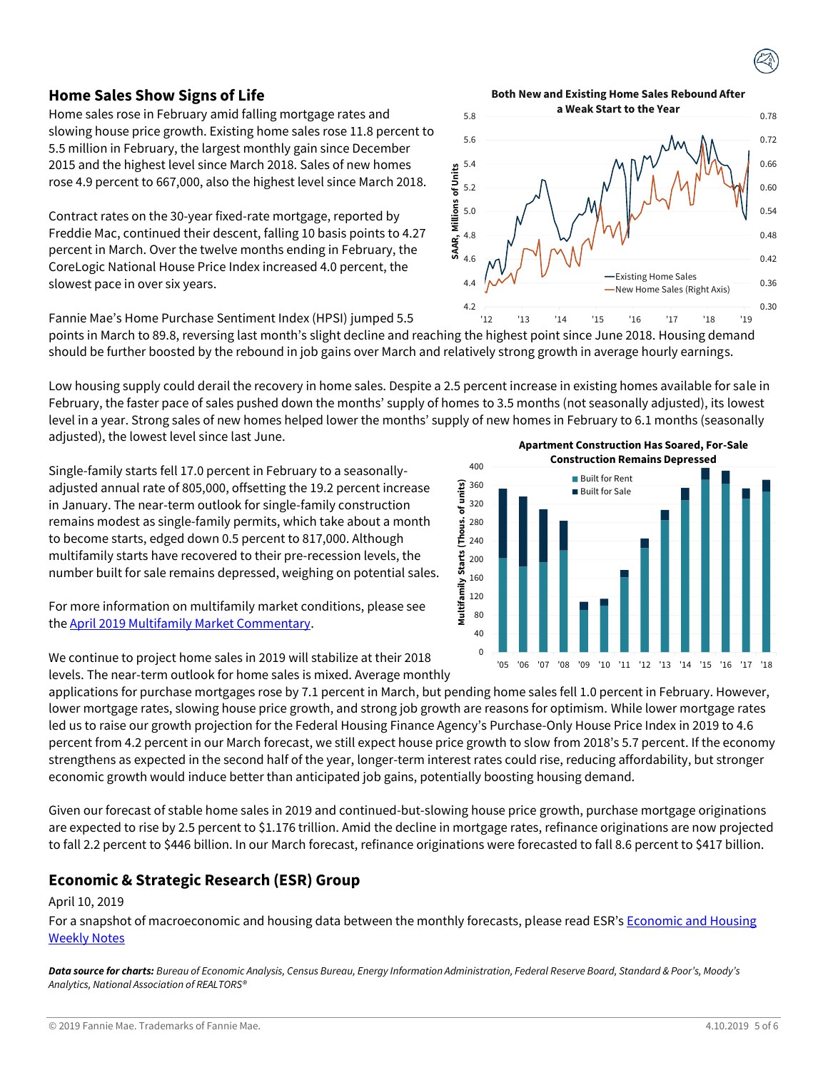## Home Sales Show Signs of Life

Home sales rose in February amid falling mortgage rates and slowing house price growth. Existing home sales rose 11.8 percent to 5.5 million in February, the largest monthly gain since December 2015 and the highest level since March 2018. Sales of new homes rose 4.9 percent to 667,000, also the highest level since March 2018.

Contract rates on the 30-year fixed-rate mortgage, reported by Freddie Mac, continued their descent, falling 10 basis points to 4.27 percent in March. Over the twelve months ending in February, the CoreLogic National House Price Index increased 4.0 percent, the slowest pace in over six years.

Fannie Mae's Home Purchase Sentiment Index (HPSI) jumped 5.5 points in March to 89.8, reversing last month's slight decline and reaching the highest point since June 2018. Housing demand should be further boosted by the rebound in job gains over March and relatively strong growth in average hourly earnings.

Low housing supply could derail the recovery in home sales. Despite a 2.5 percent increase in existing homes available for sale in February, the faster pace of sales pushed down the months' supply of homes to 3.5 months (not seasonally adjusted), its lowest level in a year. Strong sales of new homes helped lower the months' supply of new homes in February to 6.1 months (seasonally adjusted), the lowest level since last June.

Single-family starts fell 17.0 percent in February to a seasonally-adjusted annual rate of 805,000, offsetting the 19.2 percent increase in January. The near-term outlook for single-family construction remains modest as single-family permits, which take about a month to become starts, edged down 0.5 percent to 817,000. Although multifamily starts have recovered to their pre-recession levels, the number built for sale remains depressed, weighing on potential sales.

For more information on multifamily market conditions, please see the [April 2019 Multifamily Market Commentary](#).

We continue to project home sales in 2019 will stabilize at their 2018 levels. The near-term outlook for home sales is mixed. Average monthly applications for purchase mortgages rose by 7.1 percent in March, but pending home sales fell 1.0 percent in February. However, lower mortgage rates, slowing house price growth, and strong job growth are reasons for optimism. While lower mortgage rates led us to raise our growth projection for the Federal Housing Finance Agency's Purchase-Only House Price Index in 2019 to 4.6 percent from 4.2 percent in our March forecast, we still expect house price growth to slow from 2018's 5.7 percent. If the economy strengthens as expected in the second half of the year, longer-term interest rates could rise, reducing affordability, but stronger economic growth would induce better than anticipated job gains, potentially boosting housing demand.

Given our forecast of stable home sales in 2019 and continued-but-slowing house price growth, purchase mortgage originations are expected to rise by 2.5 percent to $1.176 trillion. Amid the decline in mortgage rates, refinance originations are now projected to fall 2.2 percent to $446 billion. In our March forecast, refinance originations were forecasted to fall 8.6 percent to $417 billion.

**Both New and Existing Home Sales Rebound After a Weak Start to the Year**

**Apartment Construction Has Soared, For-Sale Construction Remains Depressed**

## Economic & Strategic Research (ESR) Group

April 10, 2019

For a snapshot of macroeconomic and housing data between the monthly forecasts, please read ESR's [Economic and Housing Weekly Notes](#)

***Data source for charts:*** *Bureau of Economic Analysis, Census Bureau, Energy Information Administration, Federal Reserve Board, Standard & Poor's, Moody's Analytics, National Association of REALTORS®*

© 2019 Fannie Mae. Trademarks of Fannie Mae.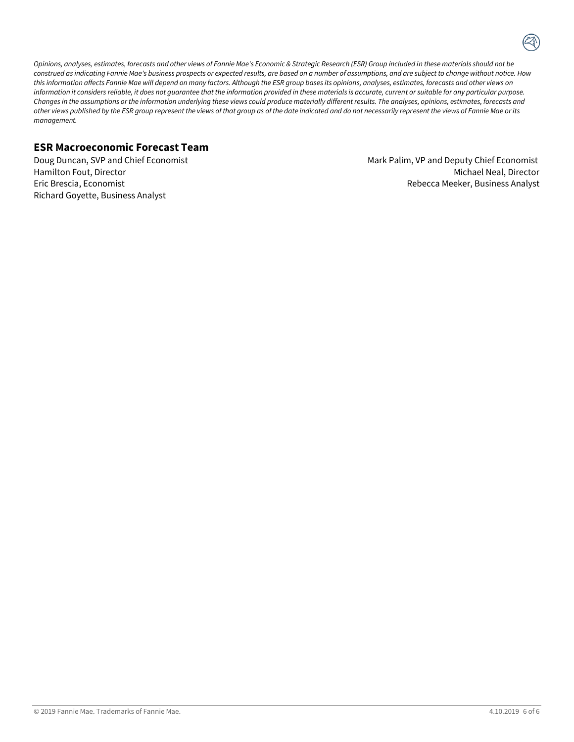*Opinions, analyses, estimates, forecasts and other views of Fannie Mae's Economic & Strategic Research (ESR) Group included in these materials should not be construed as indicating Fannie Mae's business prospects or expected results, are based on a number of assumptions, and are subject to change without notice. How this information affects Fannie Mae will depend on many factors. Although the ESR group bases its opinions, analyses, estimates, forecasts and other views on information it considers reliable, it does not guarantee that the information provided in these materials is accurate, current or suitable for any particular purpose. Changes in the assumptions or the information underlying these views could produce materially different results. The analyses, opinions, estimates, forecasts and other views published by the ESR group represent the views of that group as of the date indicated and do not necessarily represent the views of Fannie Mae or its management.*

## ESR Macroeconomic Forecast Team

Doug Duncan, SVP and Chief Economist
Hamilton Fout, Director
Eric Brescia, Economist
Richard Goyette, Business Analyst

Mark Palim, VP and Deputy Chief Economist
Michael Neal, Director
Rebecca Meeker, Business Analyst